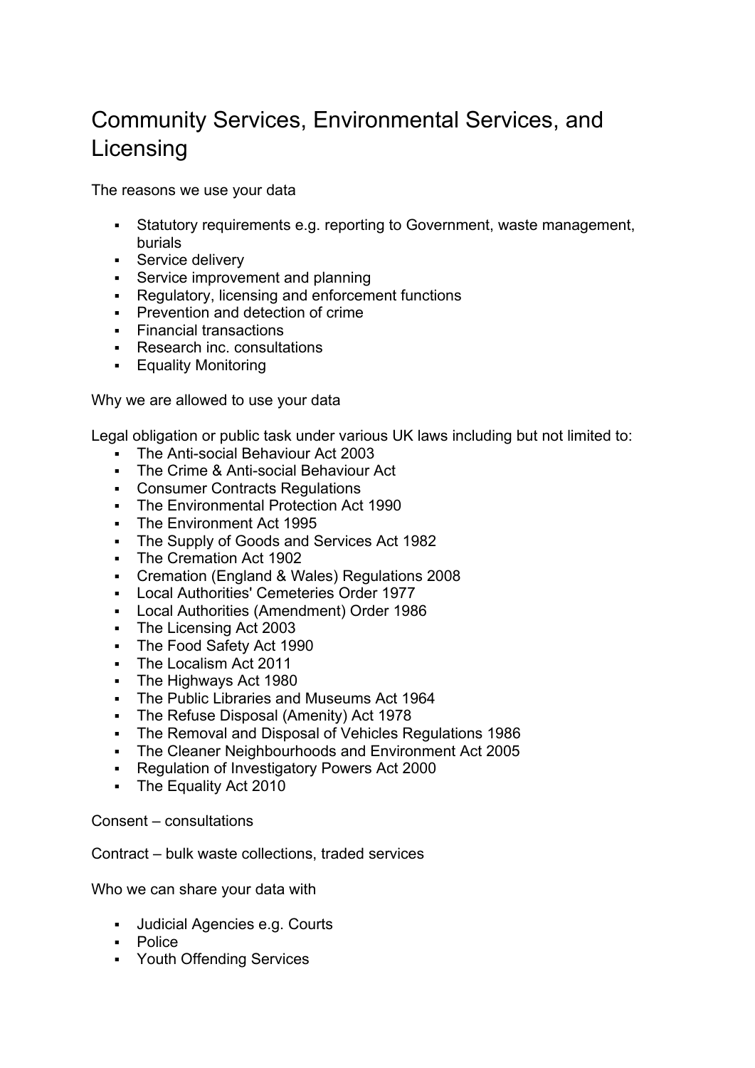# Community Services, Environmental Services, and Licensing

The reasons we use your data

- Statutory requirements e.g. reporting to Government, waste management, burials
- Service delivery
- Service improvement and planning
- Regulatory, licensing and enforcement functions
- Prevention and detection of crime
- Financial transactions
- Research inc. consultations
- Equality Monitoring

Why we are allowed to use your data

Legal obligation or public task under various UK laws including but not limited to:

- The Anti-social Behaviour Act 2003
- The Crime & Anti-social Behaviour Act
- Consumer Contracts Regulations
- The Environmental Protection Act 1990
- The Environment Act 1995
- The Supply of Goods and Services Act 1982
- The Cremation Act 1902
- Cremation (England & Wales) Regulations 2008
- Local Authorities' Cemeteries Order 1977
- Local Authorities (Amendment) Order 1986
- The Licensing Act 2003
- The Food Safety Act 1990
- The Localism Act 2011
- The Highways Act 1980
- The Public Libraries and Museums Act 1964
- The Refuse Disposal (Amenity) Act 1978
- The Removal and Disposal of Vehicles Regulations 1986
- The Cleaner Neighbourhoods and Environment Act 2005
- Regulation of Investigatory Powers Act 2000
- The Equality Act 2010

Consent – consultations

Contract – bulk waste collections, traded services

Who we can share your data with

- Judicial Agencies e.g. Courts
- Police
- Youth Offending Services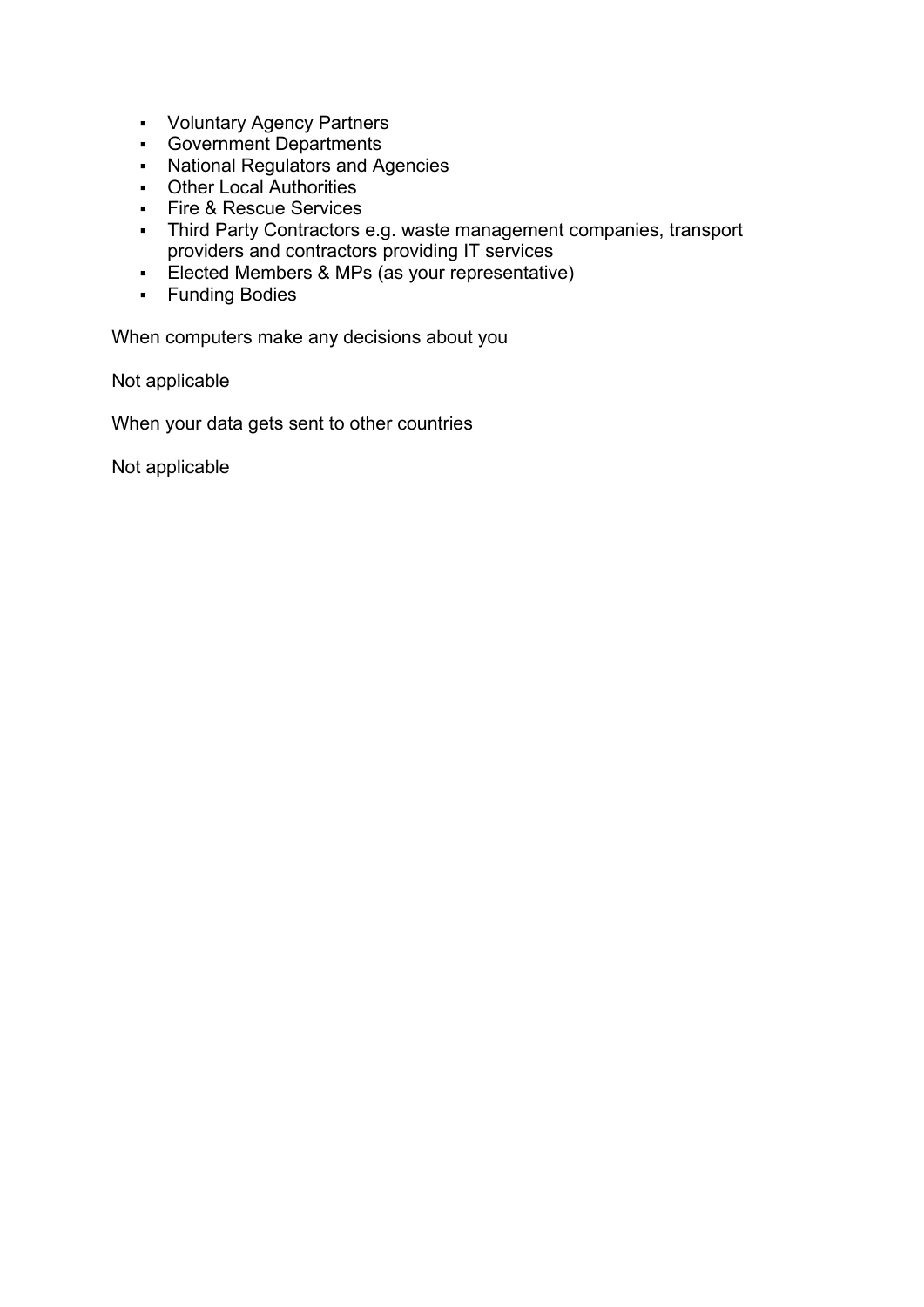- Voluntary Agency Partners
- Government Departments
- National Regulators and Agencies
- Other Local Authorities
- Fire & Rescue Services
- Third Party Contractors e.g. waste management companies, transport providers and contractors providing IT services
- Elected Members & MPs (as your representative)
- Funding Bodies

When computers make any decisions about you

Not applicable

When your data gets sent to other countries

Not applicable